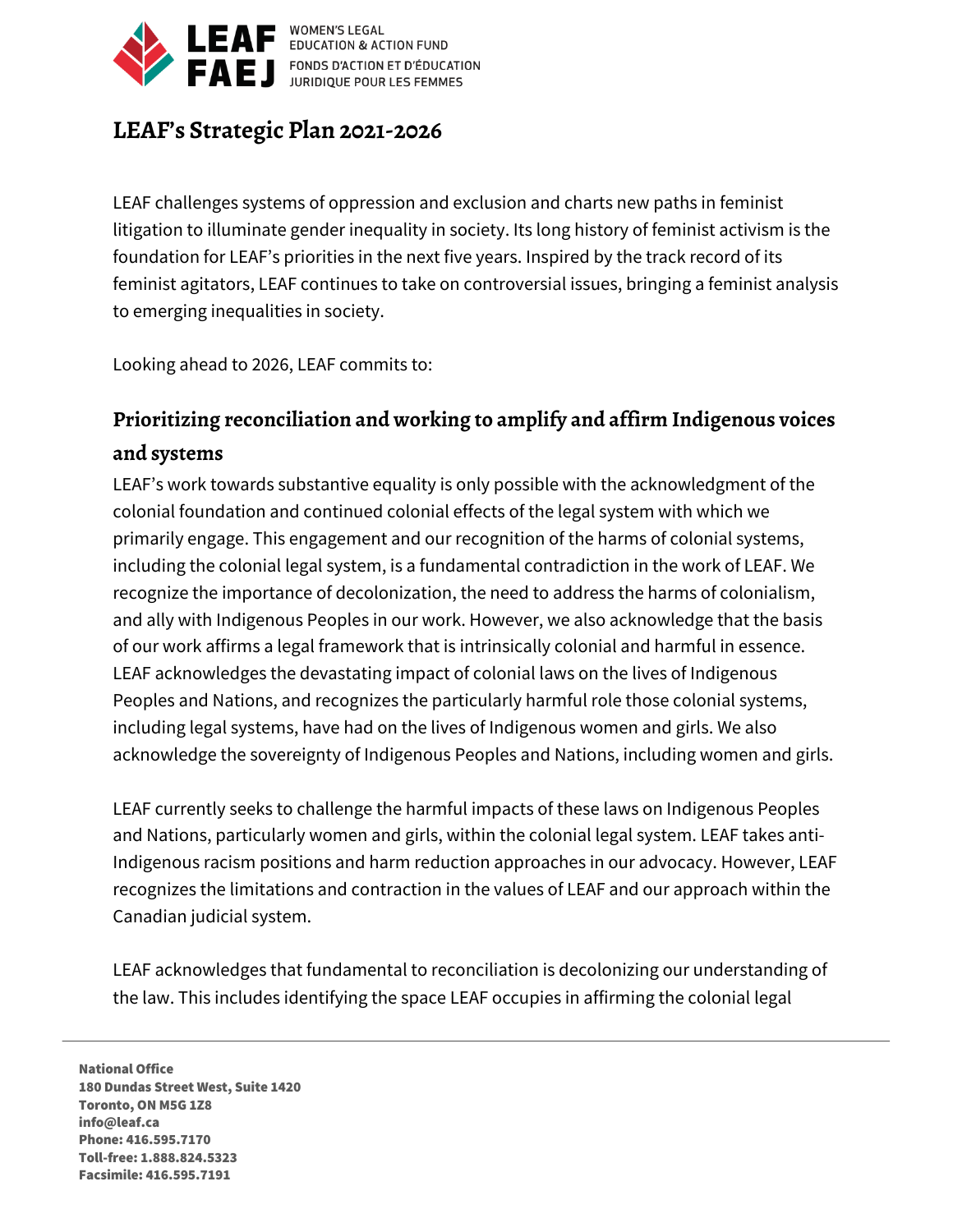# LEAF's Strategic Plan 2021-2026

LEAF challenges systems of oppression and exclusion and charts new paths in feminist litigation to illuminate gender inequality in society. Its long history of feminist activism is the foundation for LEAF's priorities in the next five years. Inspired by the track record of its feminist agitators, LEAF continues to take on controversial issues, bringing a feminist analysis to emerging inequalities in society.

Looking ahead to 2026, LEAF commits to:

## Prioritizing reconciliation and working to amplify and affirm Indigenous voices and systems

LEAF's work towards substantive equality is only possible with the acknowledgment of the colonial foundation and continued colonial effects of the legal system with which we primarily engage. This engagement and our recognition of the harms of colonial systems, including the colonial legal system, is a fundamental contradiction in the work of LEAF. We recognize the importance of decolonization, the need to address the harms of colonialism, and ally with Indigenous Peoples in our work. However, we also acknowledge that the basis of our work affirms a legal framework that is intrinsically colonial and harmful in essence. LEAF acknowledges the devastating impact of colonial laws on the lives of Indigenous Peoples and Nations, and recognizes the particularly harmful role those colonial systems, including legal systems, have had on the lives of Indigenous women and girls. We also acknowledge the sovereignty of Indigenous Peoples and Nations, including women and girls.

LEAF currently seeks to challenge the harmful impacts of these laws on Indigenous Peoples and Nations, particularly women and girls, within the colonial legal system. LEAF takes anti-Indigenous racism positions and harm reduction approaches in our advocacy. However, LEAF recognizes the limitations and contraction in the values of LEAF and our approach within the Canadian judicial system.

LEAF acknowledges that fundamental to reconciliation is decolonizing our understanding of the law. This includes identifying the space LEAF occupies in affirming the colonial legal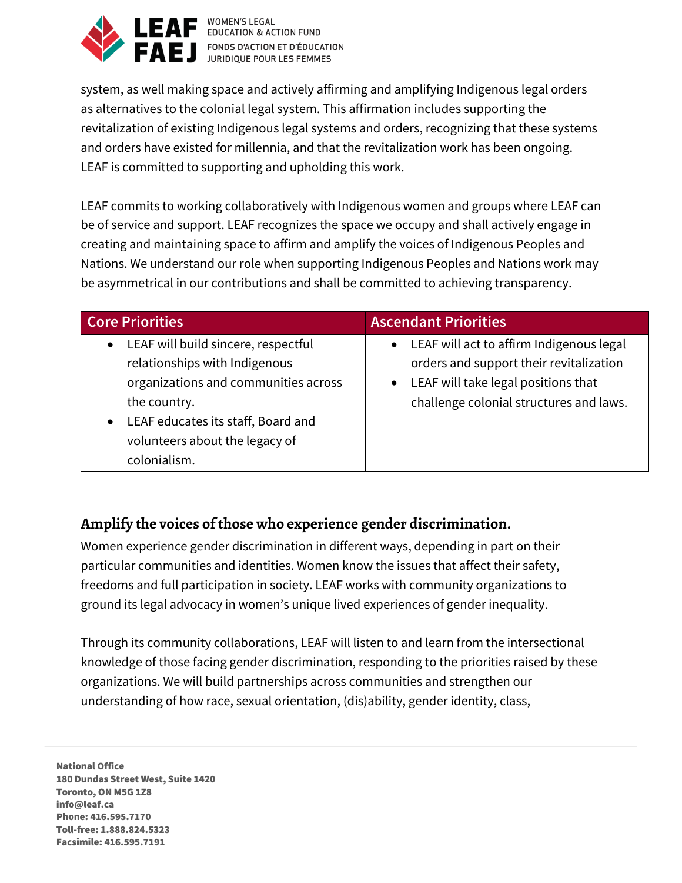system, as well making space and actively affirming and amplifying Indigenous legal orders as alternatives to the colonial legal system. This affirmation includes supporting the revitalization of existing Indigenous legal systems and orders, recognizing that these systems and orders have existed for millennia, and that the revitalization work has been ongoing. LEAF is committed to supporting and upholding this work.

LEAF commits to working collaboratively with Indigenous women and groups where LEAF can be of service and support. LEAF recognizes the space we occupy and shall actively engage in creating and maintaining space to affirm and amplify the voices of Indigenous Peoples and Nations. We understand our role when supporting Indigenous Peoples and Nations work may be asymmetrical in our contributions and shall be committed to achieving transparency.

| Core Priorities | Ascendant Priorities |
| --- | --- |
| • LEAF will build sincere, respectful relationships with Indigenous organizations and communities across the country.<br>• LEAF educates its staff, Board and volunteers about the legacy of colonialism. | • LEAF will act to affirm Indigenous legal orders and support their revitalization<br>• LEAF will take legal positions that challenge colonial structures and laws. |

## Amplify the voices of those who experience gender discrimination.

Women experience gender discrimination in different ways, depending in part on their particular communities and identities. Women know the issues that affect their safety, freedoms and full participation in society. LEAF works with community organizations to ground its legal advocacy in women's unique lived experiences of gender inequality.

Through its community collaborations, LEAF will listen to and learn from the intersectional knowledge of those facing gender discrimination, responding to the priorities raised by these organizations. We will build partnerships across communities and strengthen our understanding of how race, sexual orientation, (dis)ability, gender identity, class,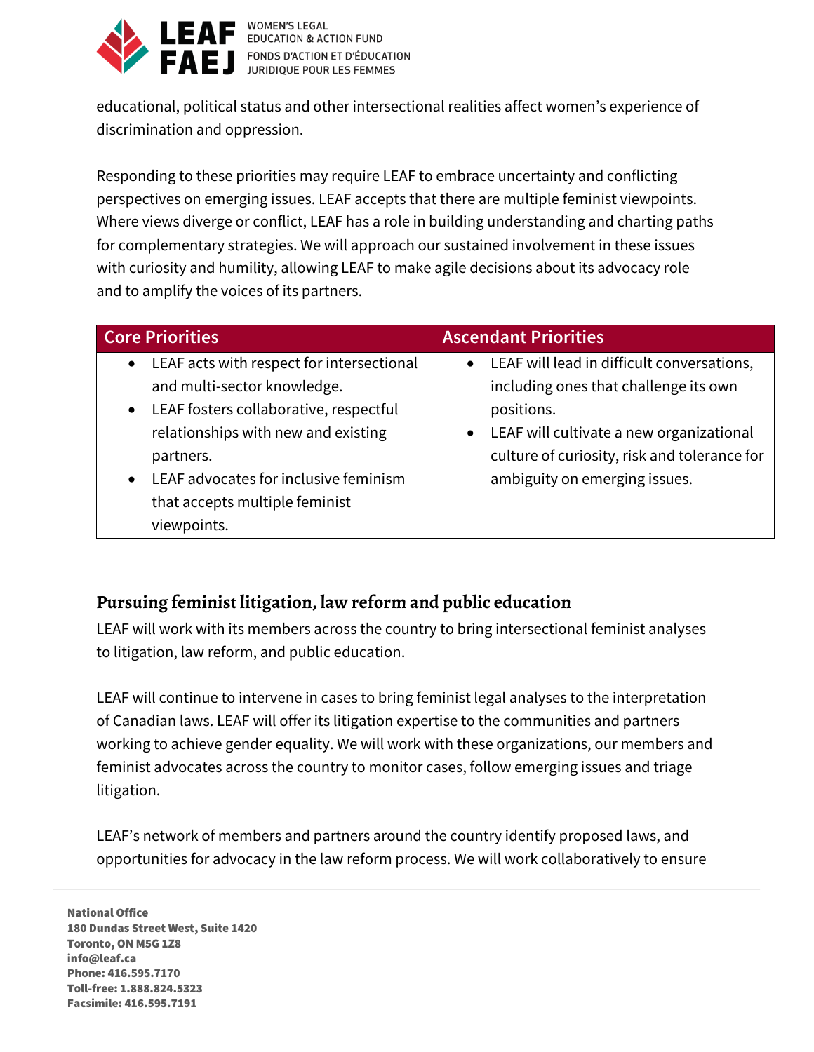educational, political status and other intersectional realities affect women's experience of discrimination and oppression.

Responding to these priorities may require LEAF to embrace uncertainty and conflicting perspectives on emerging issues. LEAF accepts that there are multiple feminist viewpoints. Where views diverge or conflict, LEAF has a role in building understanding and charting paths for complementary strategies. We will approach our sustained involvement in these issues with curiosity and humility, allowing LEAF to make agile decisions about its advocacy role and to amplify the voices of its partners.

| Core Priorities | Ascendant Priorities |
|---|---|
| • LEAF acts with respect for intersectional and multi-sector knowledge.<br>• LEAF fosters collaborative, respectful relationships with new and existing partners.<br>• LEAF advocates for inclusive feminism that accepts multiple feminist viewpoints. | • LEAF will lead in difficult conversations, including ones that challenge its own positions.<br>• LEAF will cultivate a new organizational culture of curiosity, risk and tolerance for ambiguity on emerging issues. |

## Pursuing feminist litigation, law reform and public education

LEAF will work with its members across the country to bring intersectional feminist analyses to litigation, law reform, and public education.

LEAF will continue to intervene in cases to bring feminist legal analyses to the interpretation of Canadian laws. LEAF will offer its litigation expertise to the communities and partners working to achieve gender equality. We will work with these organizations, our members and feminist advocates across the country to monitor cases, follow emerging issues and triage litigation.

LEAF's network of members and partners around the country identify proposed laws, and opportunities for advocacy in the law reform process. We will work collaboratively to ensure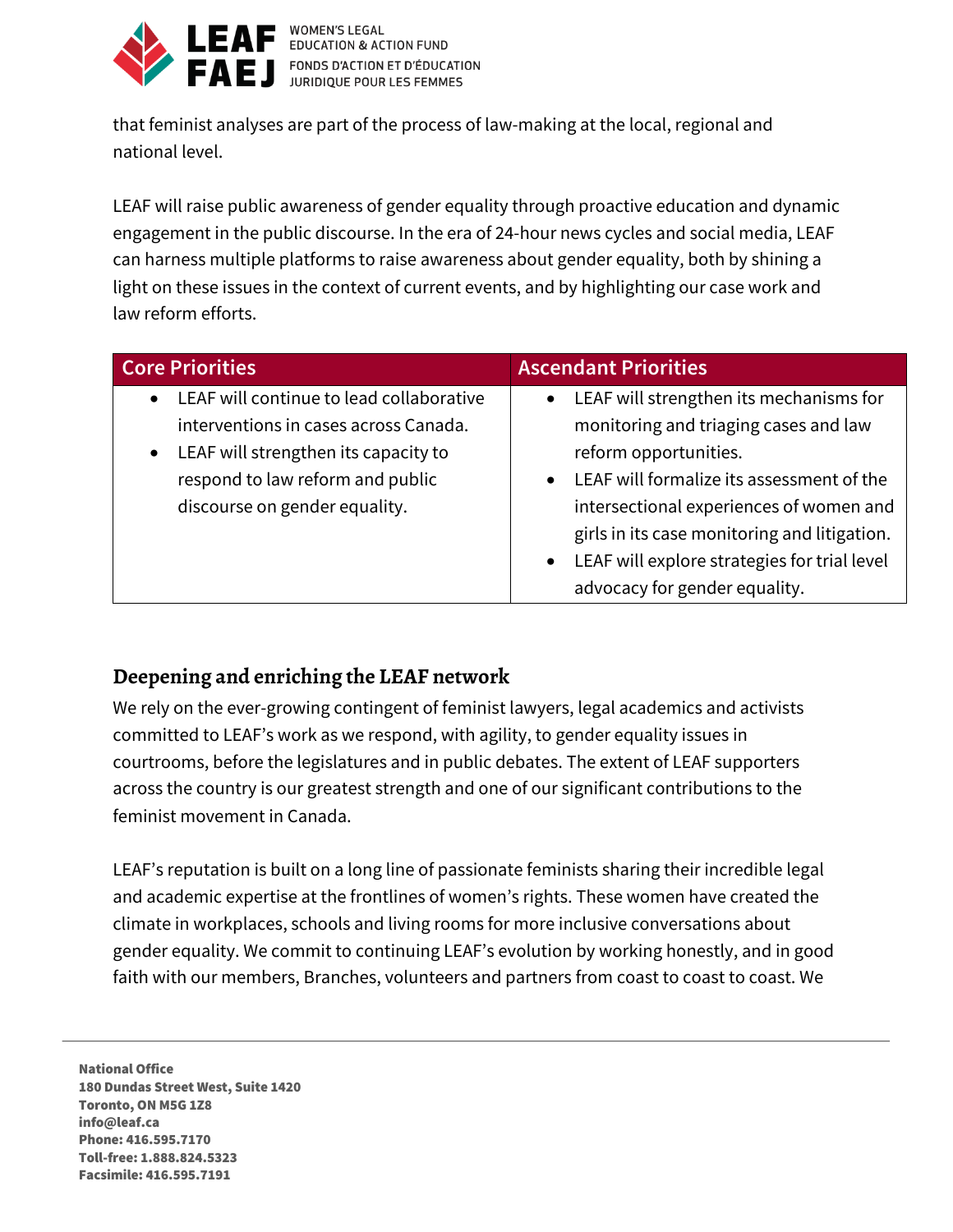that feminist analyses are part of the process of law-making at the local, regional and national level.

LEAF will raise public awareness of gender equality through proactive education and dynamic engagement in the public discourse. In the era of 24-hour news cycles and social media, LEAF can harness multiple platforms to raise awareness about gender equality, both by shining a light on these issues in the context of current events, and by highlighting our case work and law reform efforts.

| Core Priorities | Ascendant Priorities |
| --- | --- |
| • LEAF will continue to lead collaborative interventions in cases across Canada.<br>• LEAF will strengthen its capacity to respond to law reform and public discourse on gender equality. | • LEAF will strengthen its mechanisms for monitoring and triaging cases and law reform opportunities.<br>• LEAF will formalize its assessment of the intersectional experiences of women and girls in its case monitoring and litigation.<br>• LEAF will explore strategies for trial level advocacy for gender equality. |

## Deepening and enriching the LEAF network

We rely on the ever-growing contingent of feminist lawyers, legal academics and activists committed to LEAF's work as we respond, with agility, to gender equality issues in courtrooms, before the legislatures and in public debates. The extent of LEAF supporters across the country is our greatest strength and one of our significant contributions to the feminist movement in Canada.

LEAF's reputation is built on a long line of passionate feminists sharing their incredible legal and academic expertise at the frontlines of women's rights. These women have created the climate in workplaces, schools and living rooms for more inclusive conversations about gender equality. We commit to continuing LEAF's evolution by working honestly, and in good faith with our members, Branches, volunteers and partners from coast to coast to coast. We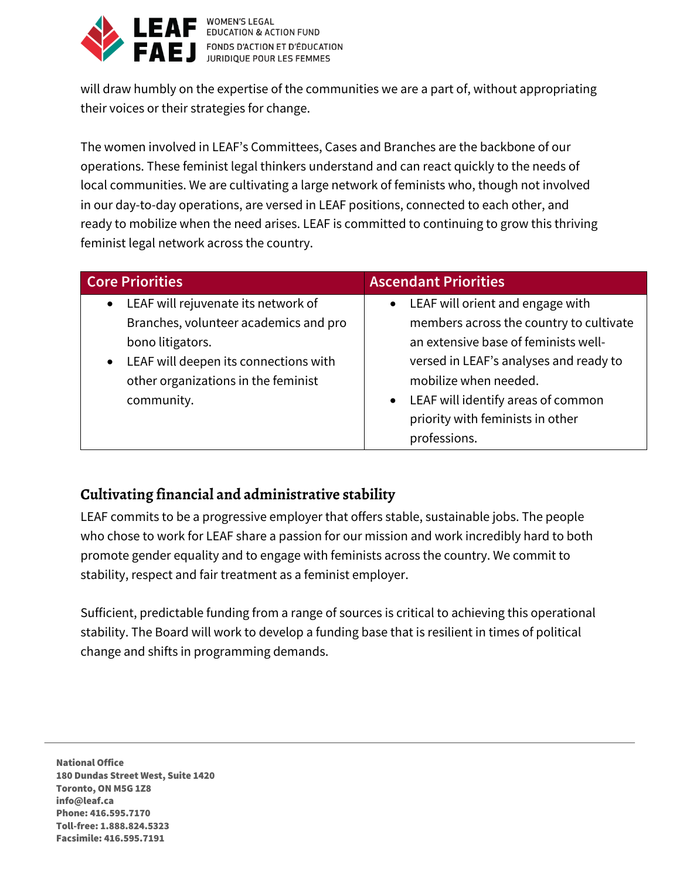will draw humbly on the expertise of the communities we are a part of, without appropriating their voices or their strategies for change.

The women involved in LEAF's Committees, Cases and Branches are the backbone of our operations. These feminist legal thinkers understand and can react quickly to the needs of local communities. We are cultivating a large network of feminists who, though not involved in our day-to-day operations, are versed in LEAF positions, connected to each other, and ready to mobilize when the need arises. LEAF is committed to continuing to grow this thriving feminist legal network across the country.

| Core Priorities | Ascendant Priorities |
|---|---|
| • LEAF will rejuvenate its network of Branches, volunteer academics and pro bono litigators.<br>• LEAF will deepen its connections with other organizations in the feminist community. | • LEAF will orient and engage with members across the country to cultivate an extensive base of feminists well-versed in LEAF's analyses and ready to mobilize when needed.<br>• LEAF will identify areas of common priority with feminists in other professions. |

## Cultivating financial and administrative stability

LEAF commits to be a progressive employer that offers stable, sustainable jobs. The people who chose to work for LEAF share a passion for our mission and work incredibly hard to both promote gender equality and to engage with feminists across the country. We commit to stability, respect and fair treatment as a feminist employer.

Sufficient, predictable funding from a range of sources is critical to achieving this operational stability. The Board will work to develop a funding base that is resilient in times of political change and shifts in programming demands.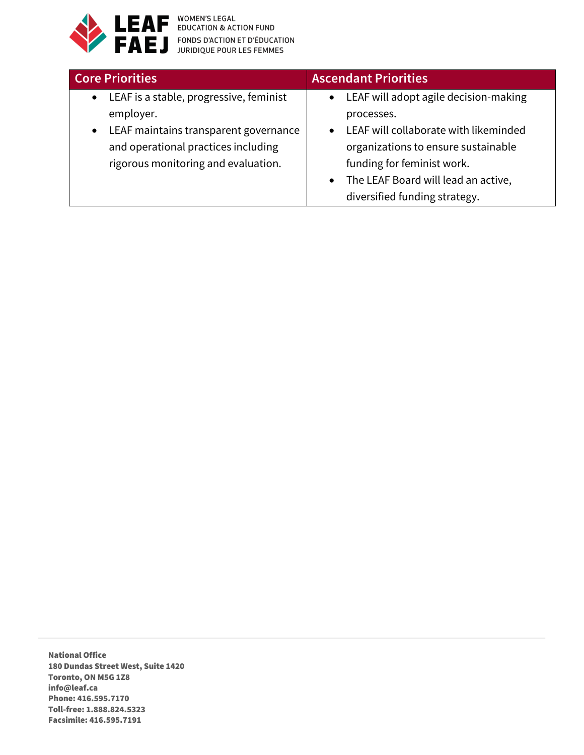| Core Priorities | Ascendant Priorities |
|---|---|
| • LEAF is a stable, progressive, feminist employer.<br>• LEAF maintains transparent governance and operational practices including rigorous monitoring and evaluation. | • LEAF will adopt agile decision-making processes.<br>• LEAF will collaborate with likeminded organizations to ensure sustainable funding for feminist work.<br>• The LEAF Board will lead an active, diversified funding strategy. |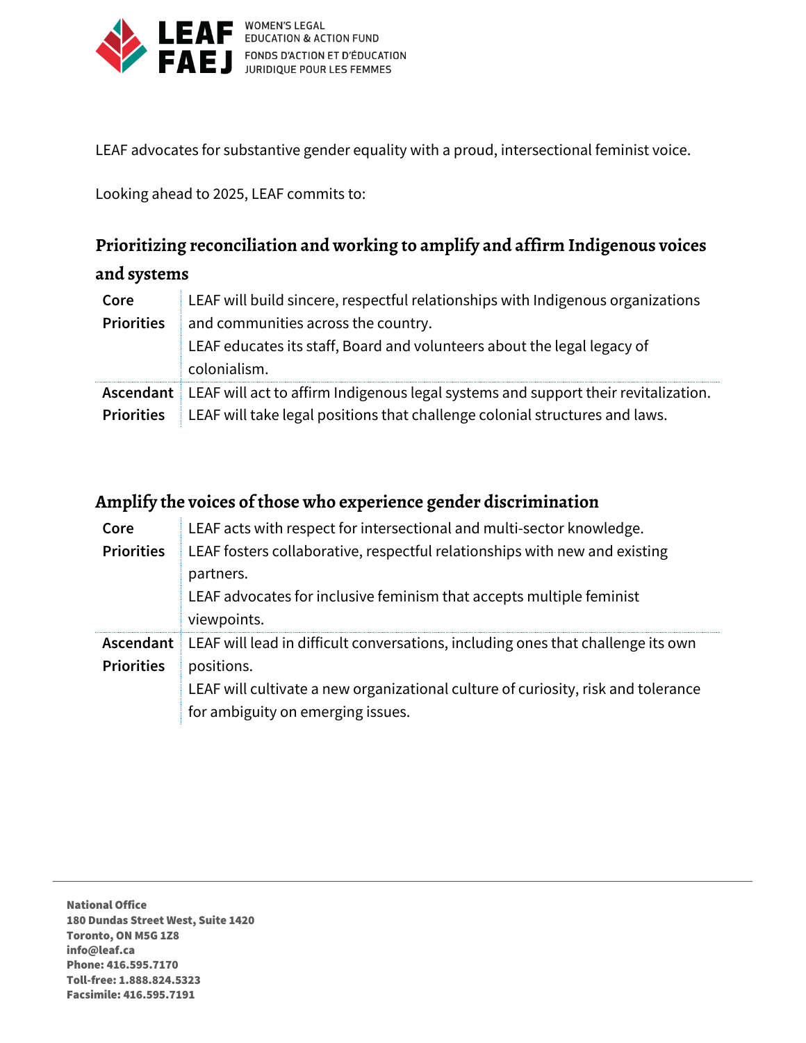LEAF advocates for substantive gender equality with a proud, intersectional feminist voice.

Looking ahead to 2025, LEAF commits to:

## Prioritizing reconciliation and working to amplify and affirm Indigenous voices and systems

| | |
|---|---|
| **Core Priorities** | LEAF will build sincere, respectful relationships with Indigenous organizations and communities across the country.<br>LEAF educates its staff, Board and volunteers about the legal legacy of colonialism. |
| **Ascendant Priorities** | LEAF will act to affirm Indigenous legal systems and support their revitalization.<br>LEAF will take legal positions that challenge colonial structures and laws. |

## Amplify the voices of those who experience gender discrimination

| | |
|---|---|
| **Core Priorities** | LEAF acts with respect for intersectional and multi-sector knowledge.<br>LEAF fosters collaborative, respectful relationships with new and existing partners.<br>LEAF advocates for inclusive feminism that accepts multiple feminist viewpoints. |
| **Ascendant Priorities** | LEAF will lead in difficult conversations, including ones that challenge its own positions.<br>LEAF will cultivate a new organizational culture of curiosity, risk and tolerance for ambiguity on emerging issues. |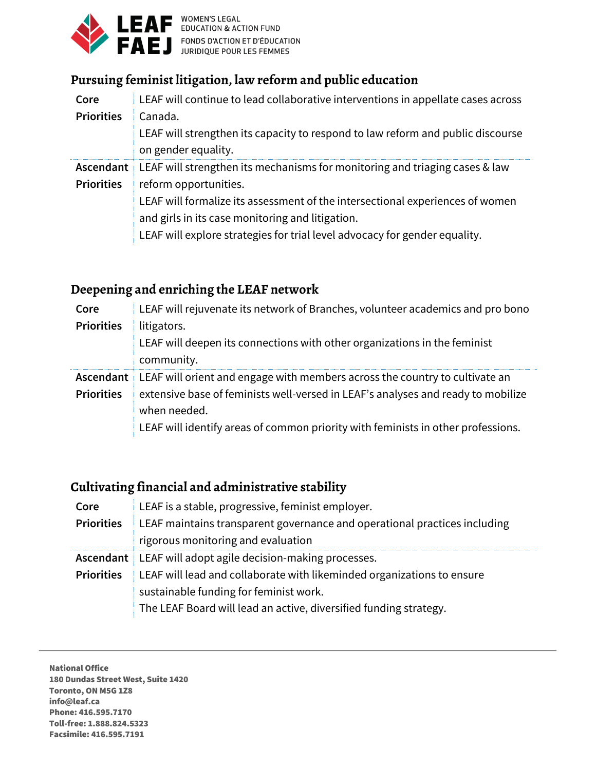LEAF FAEJ WOMEN'S LEGAL EDUCATION & ACTION FUND FONDS D'ACTION ET D'ÉDUCATION JURIDIQUE POUR LES FEMMES

## Pursuing feminist litigation, law reform and public education

| | |
|---|---|
| **Core Priorities** | LEAF will continue to lead collaborative interventions in appellate cases across Canada.<br>LEAF will strengthen its capacity to respond to law reform and public discourse on gender equality. |
| **Ascendant Priorities** | LEAF will strengthen its mechanisms for monitoring and triaging cases & law reform opportunities.<br>LEAF will formalize its assessment of the intersectional experiences of women and girls in its case monitoring and litigation.<br>LEAF will explore strategies for trial level advocacy for gender equality. |

## Deepening and enriching the LEAF network

| | |
|---|---|
| **Core Priorities** | LEAF will rejuvenate its network of Branches, volunteer academics and pro bono litigators.<br>LEAF will deepen its connections with other organizations in the feminist community. |
| **Ascendant Priorities** | LEAF will orient and engage with members across the country to cultivate an extensive base of feminists well-versed in LEAF's analyses and ready to mobilize when needed.<br>LEAF will identify areas of common priority with feminists in other professions. |

## Cultivating financial and administrative stability

| | |
|---|---|
| **Core Priorities** | LEAF is a stable, progressive, feminist employer.<br>LEAF maintains transparent governance and operational practices including rigorous monitoring and evaluation |
| **Ascendant Priorities** | LEAF will adopt agile decision-making processes.<br>LEAF will lead and collaborate with likeminded organizations to ensure sustainable funding for feminist work.<br>The LEAF Board will lead an active, diversified funding strategy. |

**National Office**
**180 Dundas Street West, Suite 1420**
**Toronto, ON M5G 1Z8**
**info@leaf.ca**
**Phone: 416.595.7170**
**Toll-free: 1.888.824.5323**
**Facsimile: 416.595.7191**